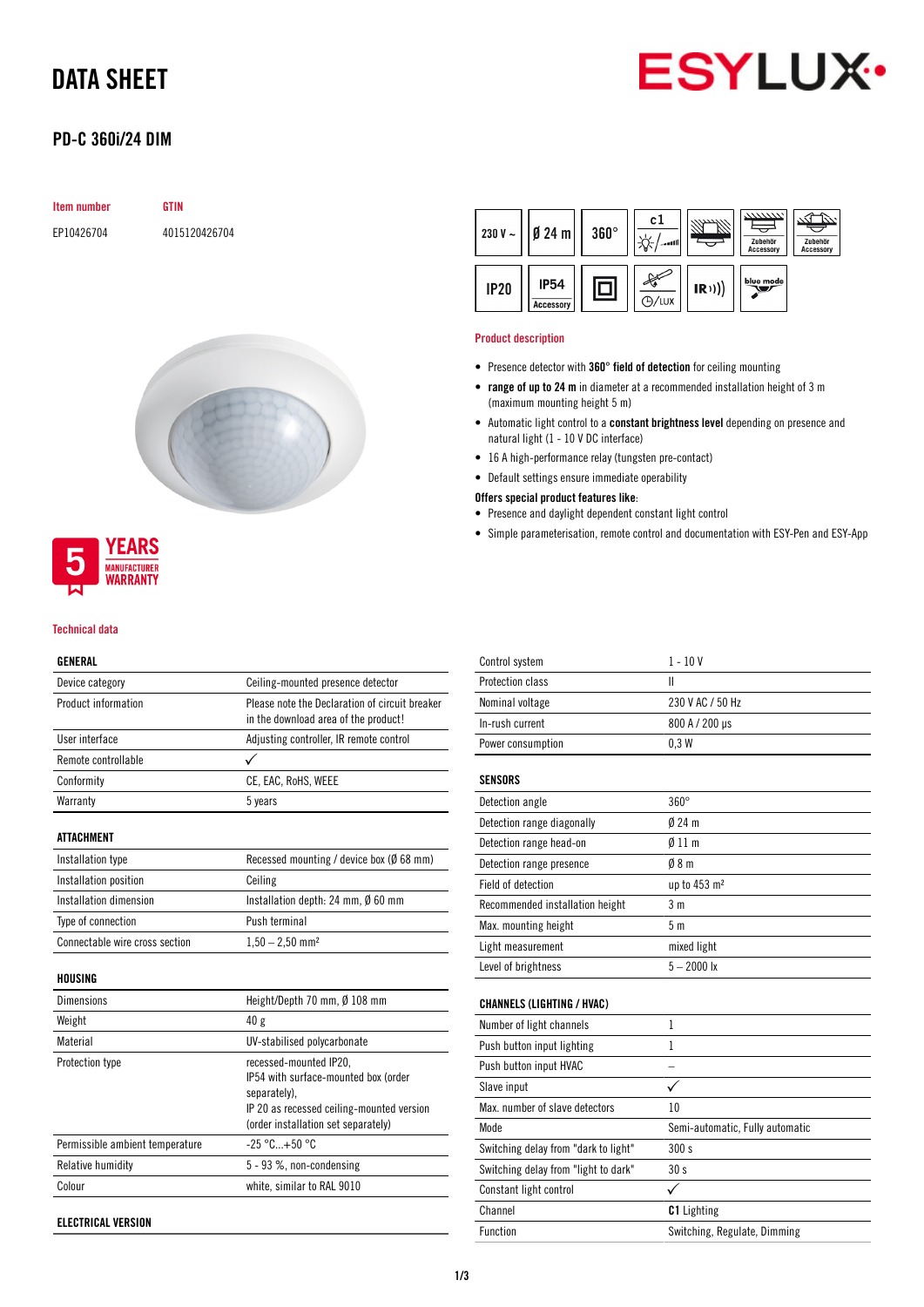# DATA SHEET

## PD-C 360i/24 DIM

| Item number | GTIN |
|---|---|
| EP10426704 | 4015120426704 |

5 YEARS MANUFACTURER WARRANTY

### Product description

- Presence detector with **360° field of detection** for ceiling mounting
- **range of up to 24 m** in diameter at a recommended installation height of 3 m (maximum mounting height 5 m)
- Automatic light control to a **constant brightness level** depending on presence and natural light (1 - 10 V DC interface)
- 16 A high-performance relay (tungsten pre-contact)
- Default settings ensure immediate operability

**Offers special product features like**:

- Presence and daylight dependent constant light control
- Simple parameterisation, remote control and documentation with ESY-Pen and ESY-App

### Technical data

| GENERAL | |
|---|---|
| Device category | Ceiling-mounted presence detector |
| Product information | Please note the Declaration of circuit breaker in the download area of the product! |
| User interface | Adjusting controller, IR remote control |
| Remote controllable | ✓ |
| Conformity | CE, EAC, RoHS, WEEE |
| Warranty | 5 years |

| ATTACHMENT | |
|---|---|
| Installation type | Recessed mounting / device box (Ø 68 mm) |
| Installation position | Ceiling |
| Installation dimension | Installation depth: 24 mm, Ø 60 mm |
| Type of connection | Push terminal |
| Connectable wire cross section | 1,50 – 2,50 mm² |

| HOUSING | |
|---|---|
| Dimensions | Height/Depth 70 mm, Ø 108 mm |
| Weight | 40 g |
| Material | UV-stabilised polycarbonate |
| Protection type | recessed-mounted IP20, IP54 with surface-mounted box (order separately), IP 20 as recessed ceiling-mounted version (order installation set separately) |
| Permissible ambient temperature | -25 °C...+50 °C |
| Relative humidity | 5 - 93 %, non-condensing |
| Colour | white, similar to RAL 9010 |

| ELECTRICAL VERSION | |
|---|---|
| Control system | 1 - 10 V |
| Protection class | II |
| Nominal voltage | 230 V AC / 50 Hz |
| In-rush current | 800 A / 200 µs |
| Power consumption | 0,3 W |

| SENSORS | |
|---|---|
| Detection angle | 360° |
| Detection range diagonally | Ø 24 m |
| Detection range head-on | Ø 11 m |
| Detection range presence | Ø 8 m |
| Field of detection | up to 453 m² |
| Recommended installation height | 3 m |
| Max. mounting height | 5 m |
| Light measurement | mixed light |
| Level of brightness | 5 – 2000 lx |

| CHANNELS (LIGHTING / HVAC) | |
|---|---|
| Number of light channels | 1 |
| Push button input lighting | 1 |
| Push button input HVAC | – |
| Slave input | ✓ |
| Max. number of slave detectors | 10 |
| Mode | Semi-automatic, Fully automatic |
| Switching delay from "dark to light" | 300 s |
| Switching delay from "light to dark" | 30 s |
| Constant light control | ✓ |
| Channel | **C1** Lighting |
| Function | Switching, Regulate, Dimming |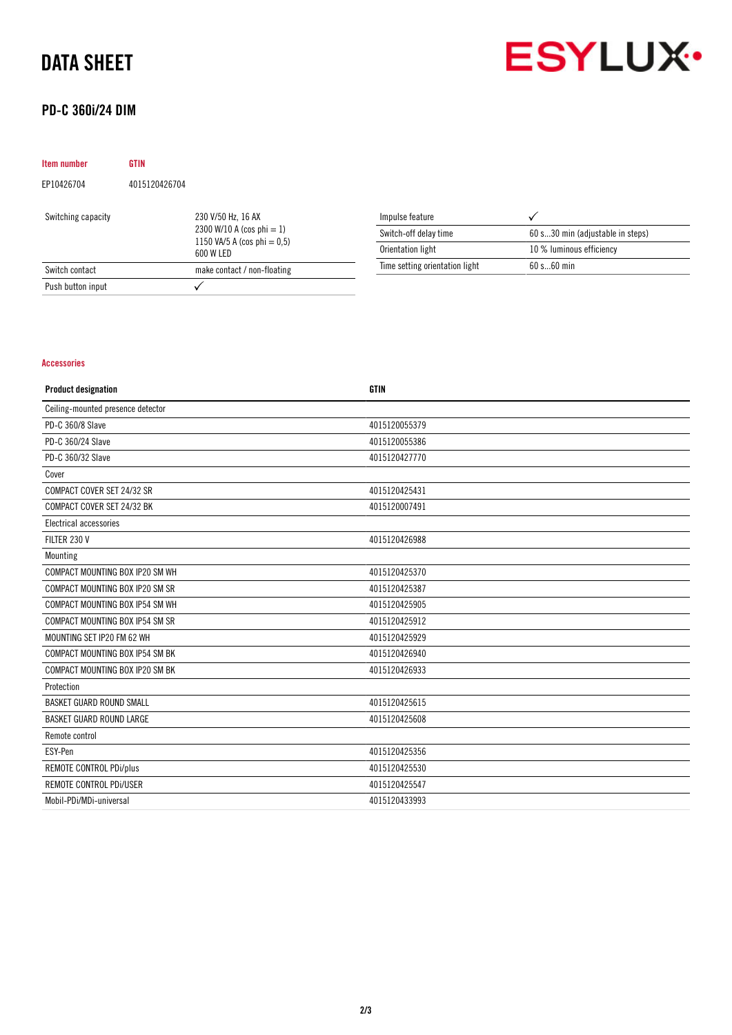# DATA SHEET

ESYLUX

## PD-C 360i/24 DIM

| Item number | GTIN |
|---|---|
| EP10426704 | 4015120426704 |

| | |
|---|---|
| Switching capacity | 230 V/50 Hz, 16 AX<br>2300 W/10 A (cos phi = 1)<br>1150 VA/5 A (cos phi = 0,5)<br>600 W LED |
| Switch contact | make contact / non-floating |
| Push button input | ✓ |

| | |
|---|---|
| Impulse feature | ✓ |
| Switch-off delay time | 60 s...30 min (adjustable in steps) |
| Orientation light | 10 % luminous efficiency |
| Time setting orientation light | 60 s...60 min |

### Accessories

| Product designation | GTIN |
|---|---|
| Ceiling-mounted presence detector | |
| PD-C 360/8 Slave | 4015120055379 |
| PD-C 360/24 Slave | 4015120055386 |
| PD-C 360/32 Slave | 4015120427770 |
| Cover | |
| COMPACT COVER SET 24/32 SR | 4015120425431 |
| COMPACT COVER SET 24/32 BK | 4015120007491 |
| Electrical accessories | |
| FILTER 230 V | 4015120426988 |
| Mounting | |
| COMPACT MOUNTING BOX IP20 SM WH | 4015120425370 |
| COMPACT MOUNTING BOX IP20 SM SR | 4015120425387 |
| COMPACT MOUNTING BOX IP54 SM WH | 4015120425905 |
| COMPACT MOUNTING BOX IP54 SM SR | 4015120425912 |
| MOUNTING SET IP20 FM 62 WH | 4015120425929 |
| COMPACT MOUNTING BOX IP54 SM BK | 4015120426940 |
| COMPACT MOUNTING BOX IP20 SM BK | 4015120426933 |
| Protection | |
| BASKET GUARD ROUND SMALL | 4015120425615 |
| BASKET GUARD ROUND LARGE | 4015120425608 |
| Remote control | |
| ESY-Pen | 4015120425356 |
| REMOTE CONTROL PDi/plus | 4015120425530 |
| REMOTE CONTROL PDi/USER | 4015120425547 |
| Mobil-PDi/MDi-universal | 4015120433993 |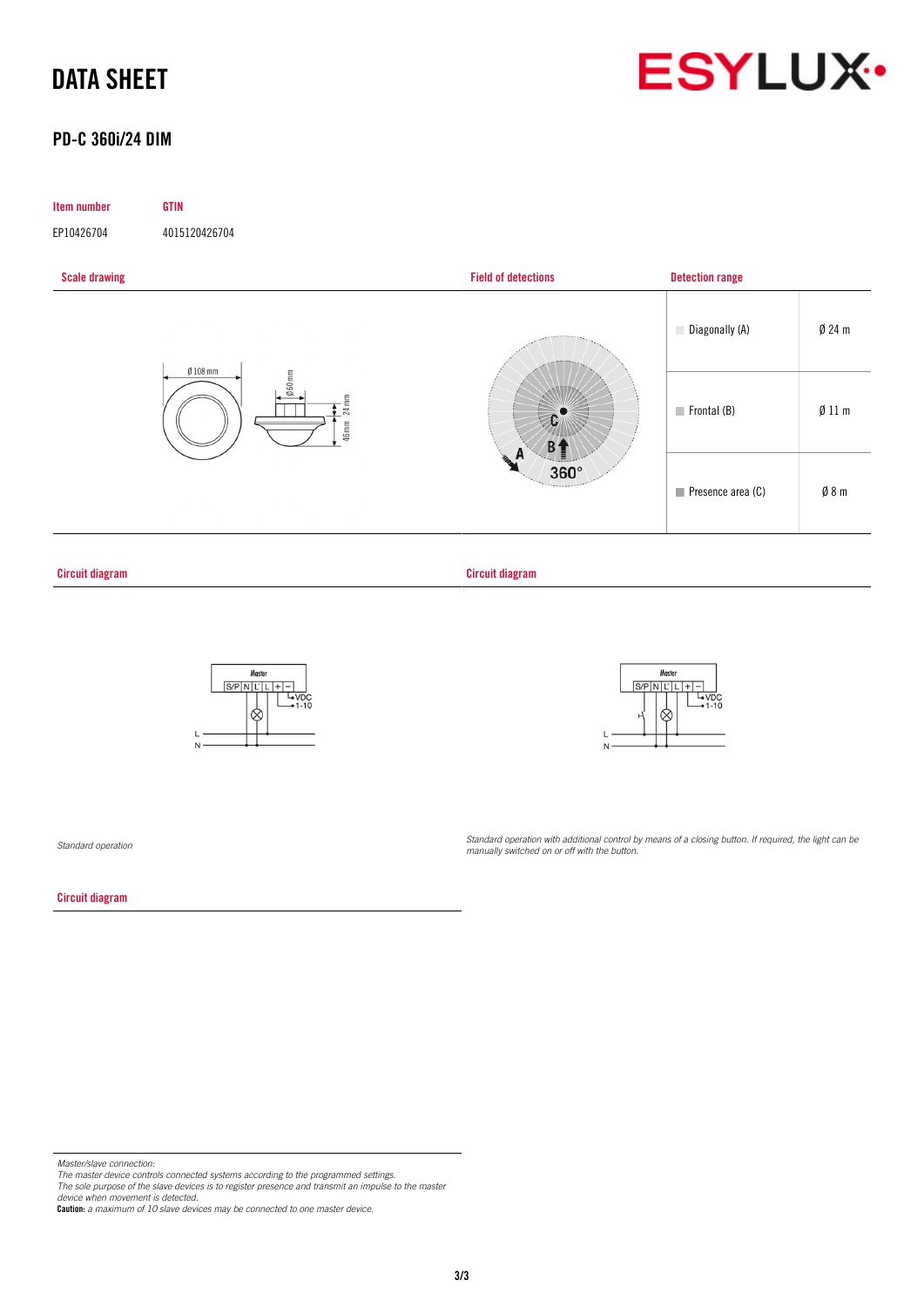# DATA SHEET

## PD-C 360i/24 DIM

| Item number | GTIN |
|---|---|
| EP10426704 | 4015120426704 |

### Scale drawing

Ø 108 mm

Ø 60 mm

24 mm

46 mm

### Field of detections

A

B

C

360°

### Detection range

| | |
|---|---|
| Diagonally (A) | Ø 24 m |
| Frontal (B) | Ø 11 m |
| Presence area (C) | Ø 8 m |

### Circuit diagram

Master

S/P N L' L + −

VDC 1-10

L

N

*Standard operation*

### Circuit diagram

Master

S/P N L' L + −

VDC 1-10

L

N

*Standard operation with additional control by means of a closing button. If required, the light can be manually switched on or off with the button.*

### Circuit diagram

*Master/slave connection:*
*The master device controls connected systems according to the programmed settings.*
*The sole purpose of the slave devices is to register presence and transmit an impulse to the master device when movement is detected.*
**Caution:** *a maximum of 10 slave devices may be connected to one master device.*